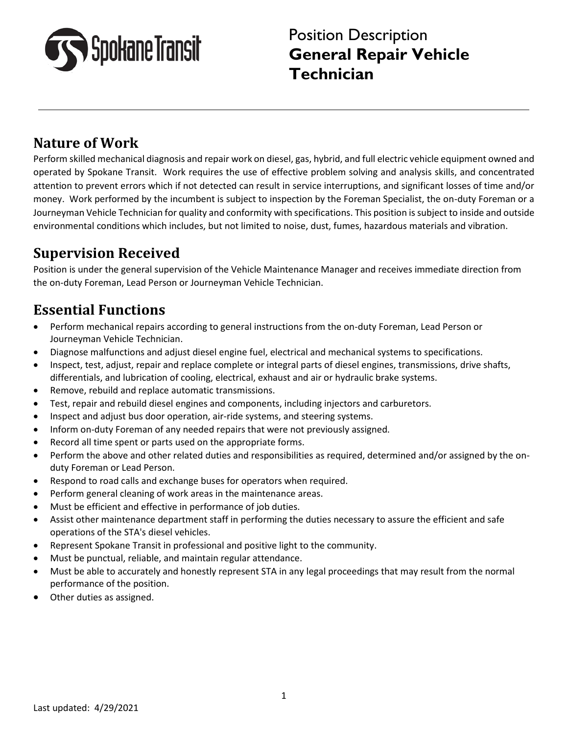Spokane Transit

# Position Description
# General Repair Vehicle Technician

---

## Nature of Work

Perform skilled mechanical diagnosis and repair work on diesel, gas, hybrid, and full electric vehicle equipment owned and operated by Spokane Transit. Work requires the use of effective problem solving and analysis skills, and concentrated attention to prevent errors which if not detected can result in service interruptions, and significant losses of time and/or money. Work performed by the incumbent is subject to inspection by the Foreman Specialist, the on-duty Foreman or a Journeyman Vehicle Technician for quality and conformity with specifications. This position is subject to inside and outside environmental conditions which includes, but not limited to noise, dust, fumes, hazardous materials and vibration.

## Supervision Received

Position is under the general supervision of the Vehicle Maintenance Manager and receives immediate direction from the on-duty Foreman, Lead Person or Journeyman Vehicle Technician.

## Essential Functions

- Perform mechanical repairs according to general instructions from the on-duty Foreman, Lead Person or Journeyman Vehicle Technician.
- Diagnose malfunctions and adjust diesel engine fuel, electrical and mechanical systems to specifications.
- Inspect, test, adjust, repair and replace complete or integral parts of diesel engines, transmissions, drive shafts, differentials, and lubrication of cooling, electrical, exhaust and air or hydraulic brake systems.
- Remove, rebuild and replace automatic transmissions.
- Test, repair and rebuild diesel engines and components, including injectors and carburetors.
- Inspect and adjust bus door operation, air-ride systems, and steering systems.
- Inform on-duty Foreman of any needed repairs that were not previously assigned.
- Record all time spent or parts used on the appropriate forms.
- Perform the above and other related duties and responsibilities as required, determined and/or assigned by the on-duty Foreman or Lead Person.
- Respond to road calls and exchange buses for operators when required.
- Perform general cleaning of work areas in the maintenance areas.
- Must be efficient and effective in performance of job duties.
- Assist other maintenance department staff in performing the duties necessary to assure the efficient and safe operations of the STA's diesel vehicles.
- Represent Spokane Transit in professional and positive light to the community.
- Must be punctual, reliable, and maintain regular attendance.
- Must be able to accurately and honestly represent STA in any legal proceedings that may result from the normal performance of the position.
- Other duties as assigned.

Last updated: 4/29/2021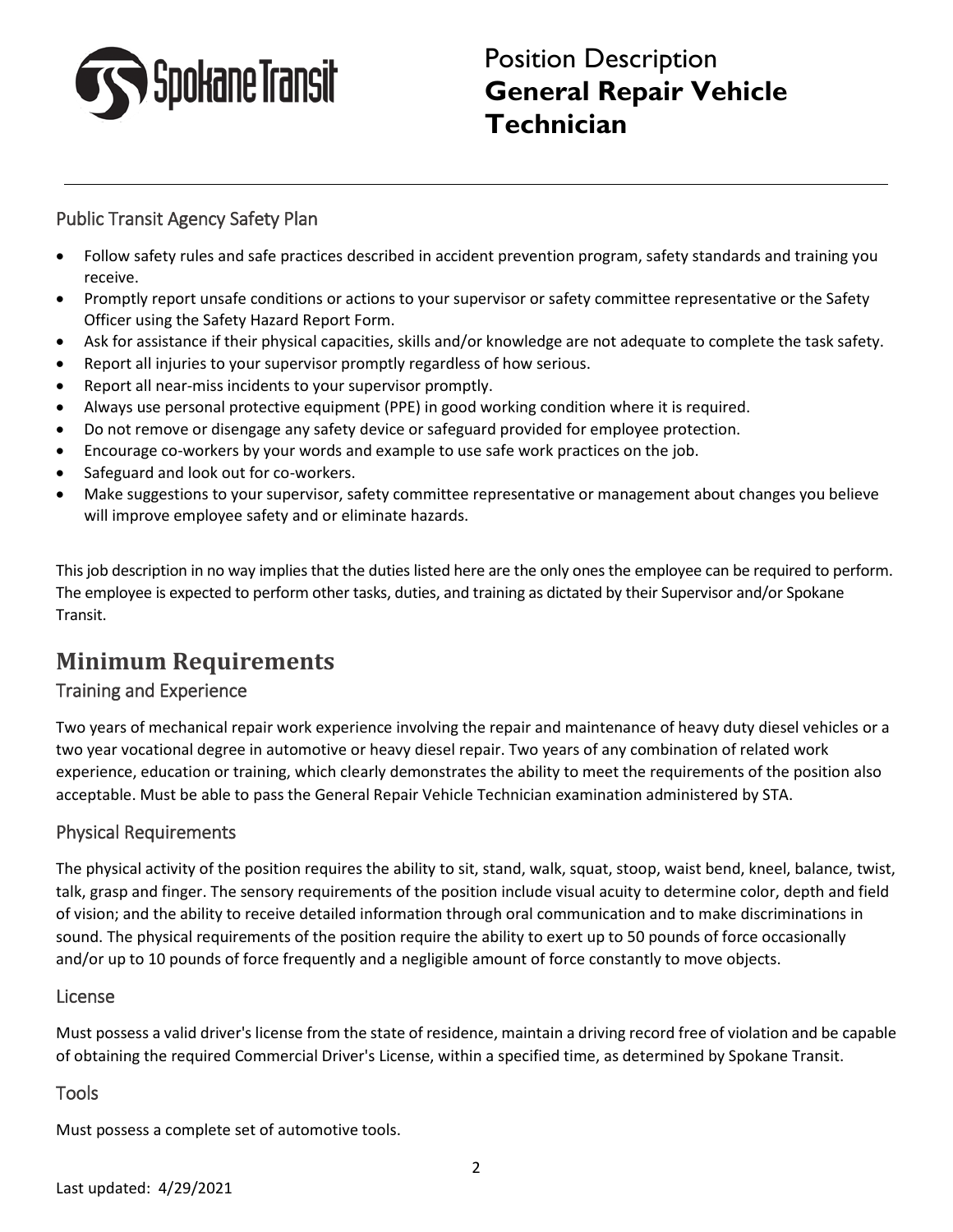### Public Transit Agency Safety Plan

- Follow safety rules and safe practices described in accident prevention program, safety standards and training you receive.
- Promptly report unsafe conditions or actions to your supervisor or safety committee representative or the Safety Officer using the Safety Hazard Report Form.
- Ask for assistance if their physical capacities, skills and/or knowledge are not adequate to complete the task safety.
- Report all injuries to your supervisor promptly regardless of how serious.
- Report all near-miss incidents to your supervisor promptly.
- Always use personal protective equipment (PPE) in good working condition where it is required.
- Do not remove or disengage any safety device or safeguard provided for employee protection.
- Encourage co-workers by your words and example to use safe work practices on the job.
- Safeguard and look out for co-workers.
- Make suggestions to your supervisor, safety committee representative or management about changes you believe will improve employee safety and or eliminate hazards.

This job description in no way implies that the duties listed here are the only ones the employee can be required to perform. The employee is expected to perform other tasks, duties, and training as dictated by their Supervisor and/or Spokane Transit.

## Minimum Requirements

### Training and Experience

Two years of mechanical repair work experience involving the repair and maintenance of heavy duty diesel vehicles or a two year vocational degree in automotive or heavy diesel repair. Two years of any combination of related work experience, education or training, which clearly demonstrates the ability to meet the requirements of the position also acceptable. Must be able to pass the General Repair Vehicle Technician examination administered by STA.

### Physical Requirements

The physical activity of the position requires the ability to sit, stand, walk, squat, stoop, waist bend, kneel, balance, twist, talk, grasp and finger. The sensory requirements of the position include visual acuity to determine color, depth and field of vision; and the ability to receive detailed information through oral communication and to make discriminations in sound. The physical requirements of the position require the ability to exert up to 50 pounds of force occasionally and/or up to 10 pounds of force frequently and a negligible amount of force constantly to move objects.

### License

Must possess a valid driver's license from the state of residence, maintain a driving record free of violation and be capable of obtaining the required Commercial Driver's License, within a specified time, as determined by Spokane Transit.

### Tools

Must possess a complete set of automotive tools.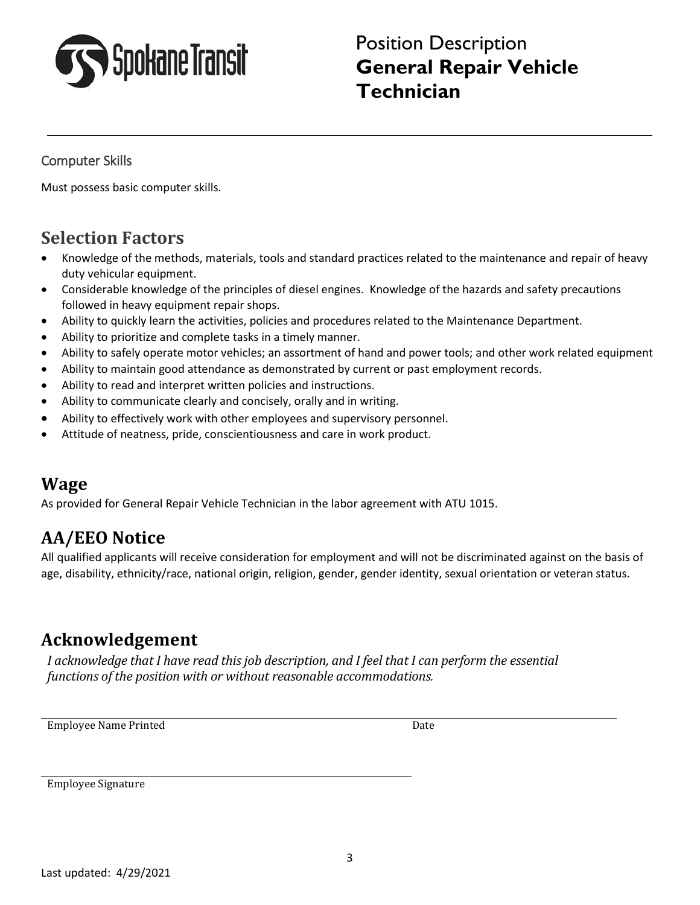### Computer Skills

Must possess basic computer skills.

## Selection Factors

- Knowledge of the methods, materials, tools and standard practices related to the maintenance and repair of heavy duty vehicular equipment.
- Considerable knowledge of the principles of diesel engines. Knowledge of the hazards and safety precautions followed in heavy equipment repair shops.
- Ability to quickly learn the activities, policies and procedures related to the Maintenance Department.
- Ability to prioritize and complete tasks in a timely manner.
- Ability to safely operate motor vehicles; an assortment of hand and power tools; and other work related equipment
- Ability to maintain good attendance as demonstrated by current or past employment records.
- Ability to read and interpret written policies and instructions.
- Ability to communicate clearly and concisely, orally and in writing.
- Ability to effectively work with other employees and supervisory personnel.
- Attitude of neatness, pride, conscientiousness and care in work product.

## Wage

As provided for General Repair Vehicle Technician in the labor agreement with ATU 1015.

## AA/EEO Notice

All qualified applicants will receive consideration for employment and will not be discriminated against on the basis of age, disability, ethnicity/race, national origin, religion, gender, gender identity, sexual orientation or veteran status.

## Acknowledgement

*I acknowledge that I have read this job description, and I feel that I can perform the essential functions of the position with or without reasonable accommodations.*

Employee Name Printed　　　　　　　　　　　　　　　　　　Date

Employee Signature

Last updated: 4/29/2021